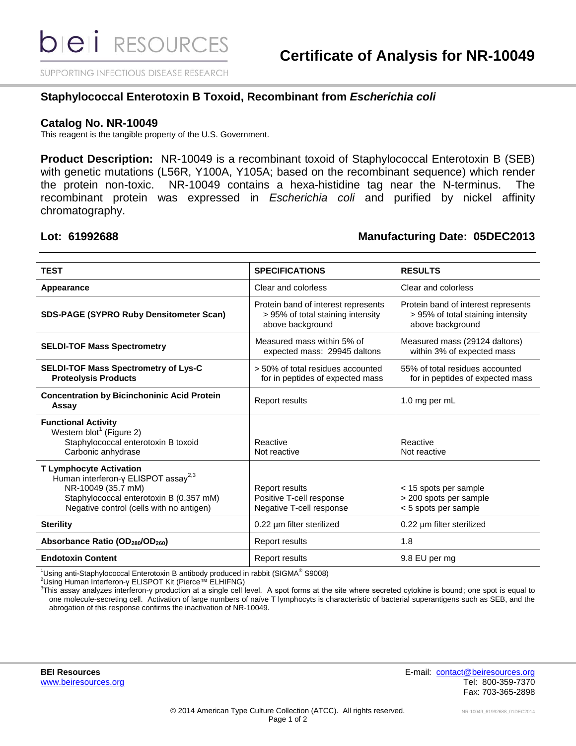# Certificate of Analysis for NR-10049

## Staphylococcal Enterotoxin B Toxoid, Recombinant from *Escherichia coli*

### Catalog No. NR-10049

This reagent is the tangible property of the U.S. Government.

**Product Description:** NR-10049 is a recombinant toxoid of Staphylococcal Enterotoxin B (SEB) with genetic mutations (L56R, Y100A, Y105A; based on the recombinant sequence) which render the protein non-toxic. NR-10049 contains a hexa-histidine tag near the N-terminus. The recombinant protein was expressed in *Escherichia coli* and purified by nickel affinity chromatography.

**Lot: 61992688** **Manufacturing Date: 05DEC2013**

| TEST | SPECIFICATIONS | RESULTS |
|---|---|---|
| **Appearance** | Clear and colorless | Clear and colorless |
| **SDS-PAGE (SYPRO Ruby Densitometer Scan)** | Protein band of interest represents > 95% of total staining intensity above background | Protein band of interest represents > 95% of total staining intensity above background |
| **SELDI-TOF Mass Spectrometry** | Measured mass within 5% of expected mass: 29945 daltons | Measured mass (29124 daltons) within 3% of expected mass |
| **SELDI-TOF Mass Spectrometry of Lys-C Proteolysis Products** | > 50% of total residues accounted for in peptides of expected mass | 55% of total residues accounted for in peptides of expected mass |
| **Concentration by Bicinchoninic Acid Protein Assay** | Report results | 1.0 mg per mL |
| **Functional Activity** | | |
| Western blot[1] (Figure 2) | | |
| Staphylococcal enterotoxin B toxoid | Reactive | Reactive |
| Carbonic anhydrase | Not reactive | Not reactive |
| **T Lymphocyte Activation** | | |
| Human interferon-γ ELISPOT assay[2,3] | | |
| NR-10049 (35.7 mM) | Report results | < 15 spots per sample |
| Staphylococcal enterotoxin B (0.357 mM) | Positive T-cell response | > 200 spots per sample |
| Negative control (cells with no antigen) | Negative T-cell response | < 5 spots per sample |
| **Sterility** | 0.22 µm filter sterilized | 0.22 µm filter sterilized |
| **Absorbance Ratio ($OD_{280}/OD_{260}$)** | Report results | 1.8 |
| **Endotoxin Content** | Report results | 9.8 EU per mg |

[1]Using anti-Staphylococcal Enterotoxin B antibody produced in rabbit (SIGMA® S9008)
[2]Using Human Interferon-γ ELISPOT Kit (Pierce™ ELHIFNG)
[3]This assay analyzes interferon-γ production at a single cell level. A spot forms at the site where secreted cytokine is bound; one spot is equal to one molecule-secreting cell. Activation of large numbers of naïve T lymphocyts is characteristic of bacterial superantigens such as SEB, and the abrogation of this response confirms the inactivation of NR-10049.

**BEI Resources**
www.beiresources.org

E-mail: contact@beiresources.org
Tel: 800-359-7370
Fax: 703-365-2898

© 2014 American Type Culture Collection (ATCC). All rights reserved.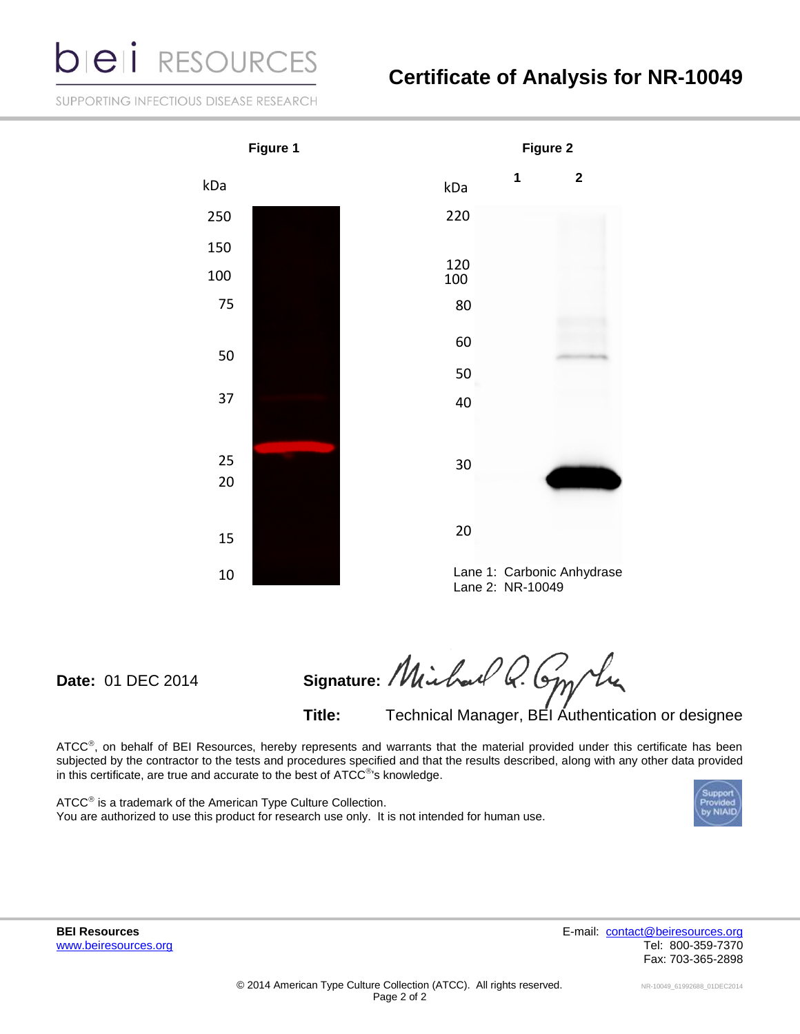# Certificate of Analysis for NR-10049

**Figure 1**

kDa
250
150
100
75
50
37
25
20
15
10

**Figure 2**

kDa
1
2
220
120
100
80
60
50
40
30
20

Lane 1: Carbonic Anhydrase
Lane 2: NR-10049

**Date:** 01 DEC 2014

**Signature:**

**Title:** Technical Manager, BEI Authentication or designee

ATCC®, on behalf of BEI Resources, hereby represents and warrants that the material provided under this certificate has been subjected by the contractor to the tests and procedures specified and that the results described, along with any other data provided in this certificate, are true and accurate to the best of ATCC®'s knowledge.

ATCC® is a trademark of the American Type Culture Collection.
You are authorized to use this product for research use only. It is not intended for human use.

Support Provided by NIAID

**BEI Resources**
www.beiresources.org

E-mail: contact@beiresources.org
Tel: 800-359-7370
Fax: 703-365-2898

© 2014 American Type Culture Collection (ATCC). All rights reserved.

NR-10049_61992688_01DEC2014